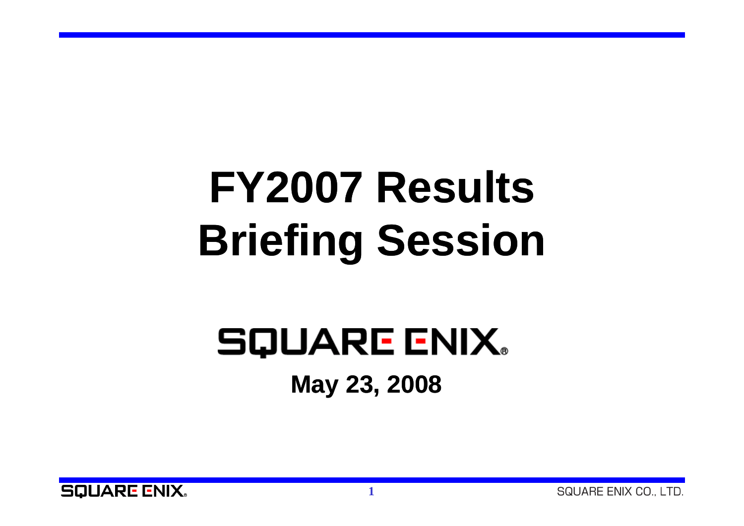# FY2007 Results Briefing Session

SQUARE ENIX

**May 23, 2008**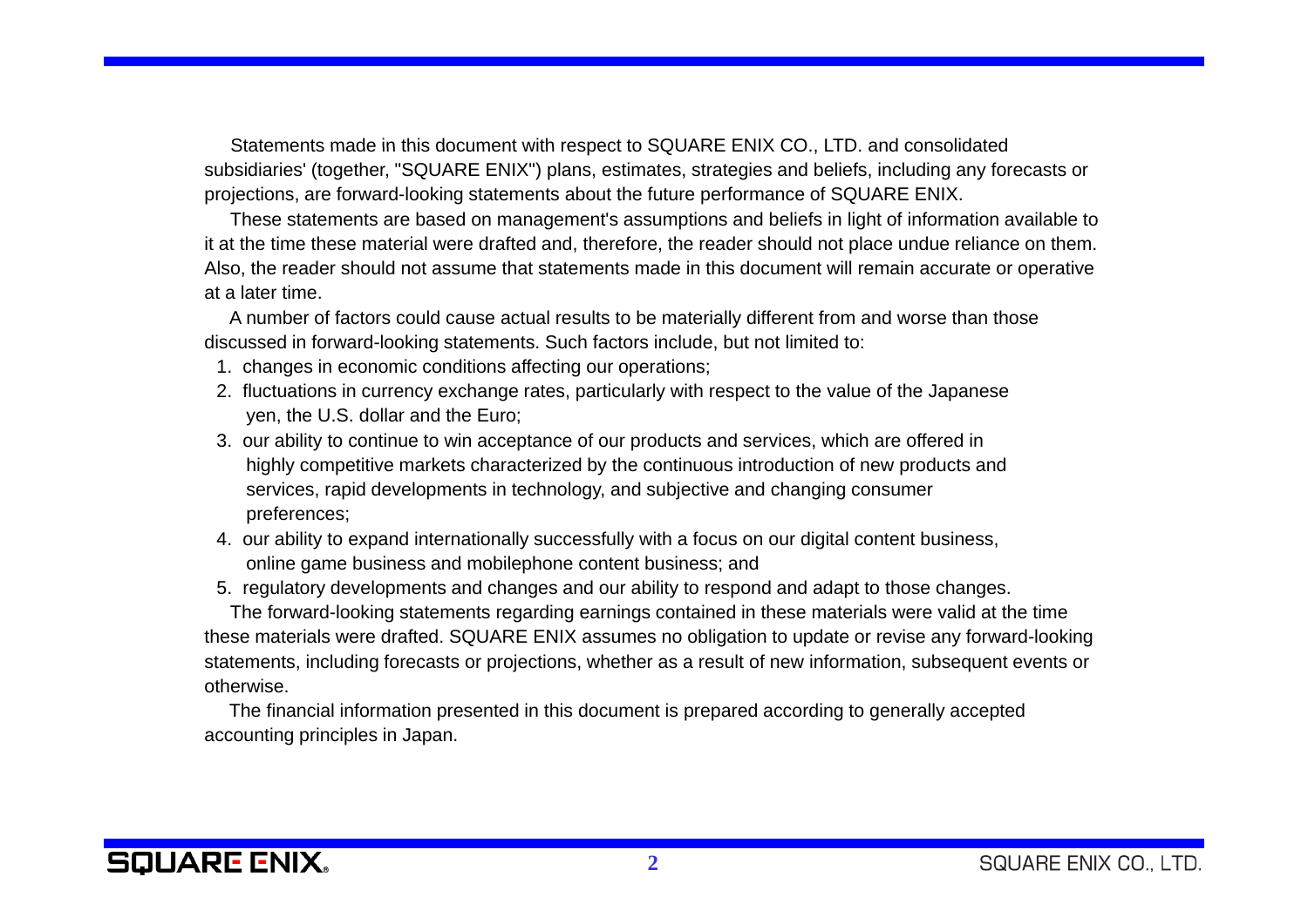Statements made in this document with respect to SQUARE ENIX CO., LTD. and consolidated subsidiaries' (together, "SQUARE ENIX") plans, estimates, strategies and beliefs, including any forecasts or projections, are forward-looking statements about the future performance of SQUARE ENIX.

These statements are based on management's assumptions and beliefs in light of information available to it at the time these material were drafted and, therefore, the reader should not place undue reliance on them. Also, the reader should not assume that statements made in this document will remain accurate or operative at a later time.

A number of factors could cause actual results to be materially different from and worse than those discussed in forward-looking statements. Such factors include, but not limited to:

1. changes in economic conditions affecting our operations;
2. fluctuations in currency exchange rates, particularly with respect to the value of the Japanese yen, the U.S. dollar and the Euro;
3. our ability to continue to win acceptance of our products and services, which are offered in highly competitive markets characterized by the continuous introduction of new products and services, rapid developments in technology, and subjective and changing consumer preferences;
4. our ability to expand internationally successfully with a focus on our digital content business, online game business and mobilephone content business; and
5. regulatory developments and changes and our ability to respond and adapt to those changes.

The forward-looking statements regarding earnings contained in these materials were valid at the time these materials were drafted. SQUARE ENIX assumes no obligation to update or revise any forward-looking statements, including forecasts or projections, whether as a result of new information, subsequent events or otherwise.

The financial information presented in this document is prepared according to generally accepted accounting principles in Japan.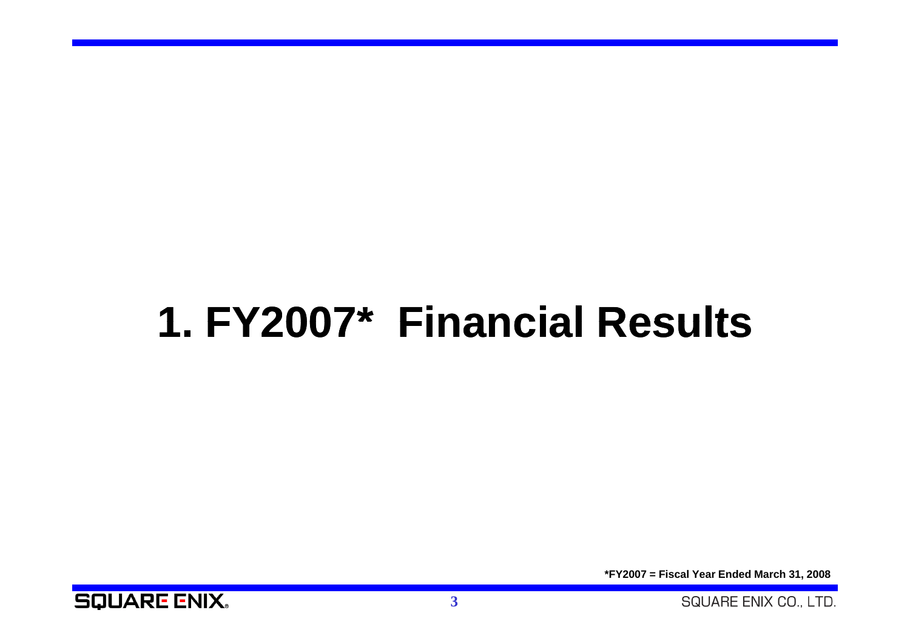# 1. FY2007* Financial Results

*FY2007 = Fiscal Year Ended March 31, 2008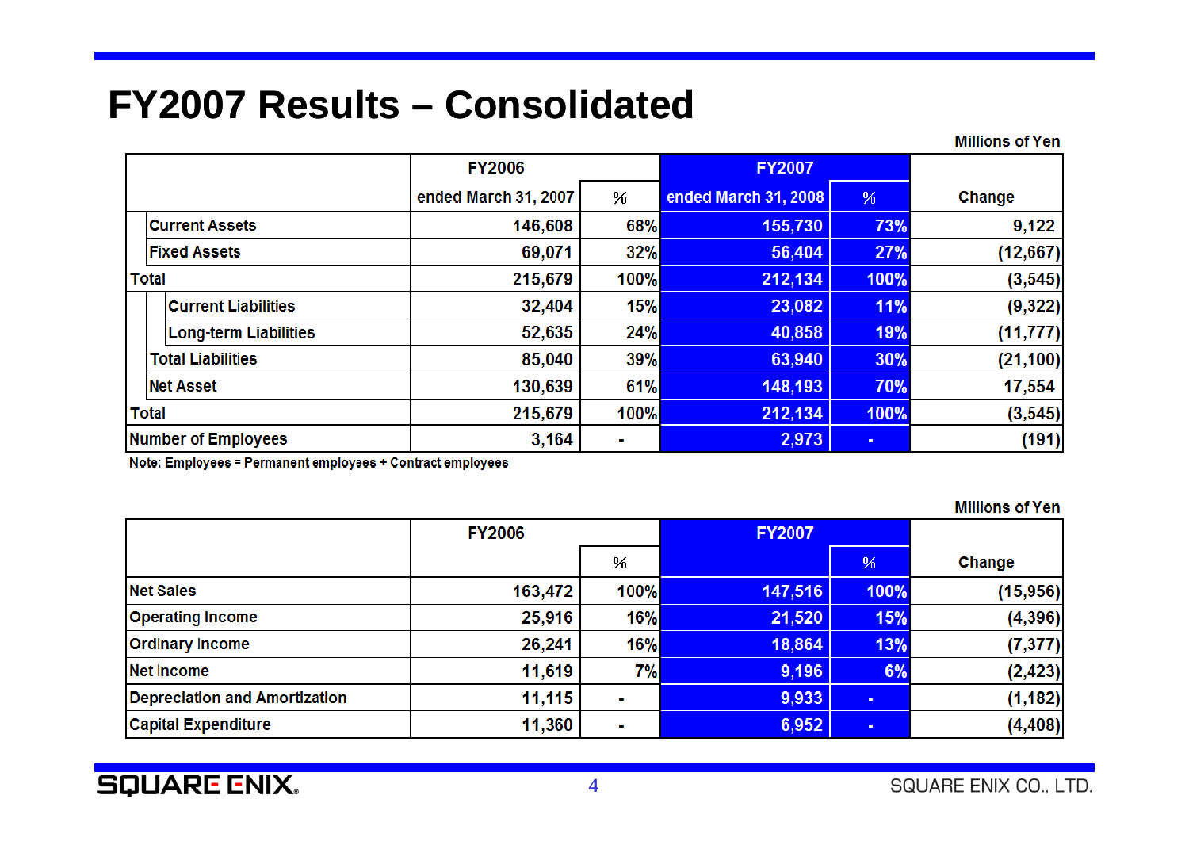# FY2007 Results – Consolidated

Millions of Yen

| | FY2006 | | FY2007 | | Change |
|---|---|---|---|---|---|
| | ended March 31, 2007 | % | ended March 31, 2008 | % | |
| Current Assets | 146,608 | 68% | 155,730 | 73% | 9,122 |
| Fixed Assets | 69,071 | 32% | 56,404 | 27% | (12,667) |
| Total | 215,679 | 100% | 212,134 | 100% | (3,545) |
| Current Liabilities | 32,404 | 15% | 23,082 | 11% | (9,322) |
| Long-term Liabilities | 52,635 | 24% | 40,858 | 19% | (11,777) |
| Total Liabilities | 85,040 | 39% | 63,940 | 30% | (21,100) |
| Net Asset | 130,639 | 61% | 148,193 | 70% | 17,554 |
| Total | 215,679 | 100% | 212,134 | 100% | (3,545) |
| Number of Employees | 3,164 | - | 2,973 | - | (191) |

Note: Employees = Permanent employees + Contract employees

Millions of Yen

| | FY2006 | | FY2007 | | Change |
|---|---|---|---|---|---|
| | | % | | % | |
| Net Sales | 163,472 | 100% | 147,516 | 100% | (15,956) |
| Operating Income | 25,916 | 16% | 21,520 | 15% | (4,396) |
| Ordinary Income | 26,241 | 16% | 18,864 | 13% | (7,377) |
| Net Income | 11,619 | 7% | 9,196 | 6% | (2,423) |
| Depreciation and Amortization | 11,115 | - | 9,933 | - | (1,182) |
| Capital Expenditure | 11,360 | - | 6,952 | - | (4,408) |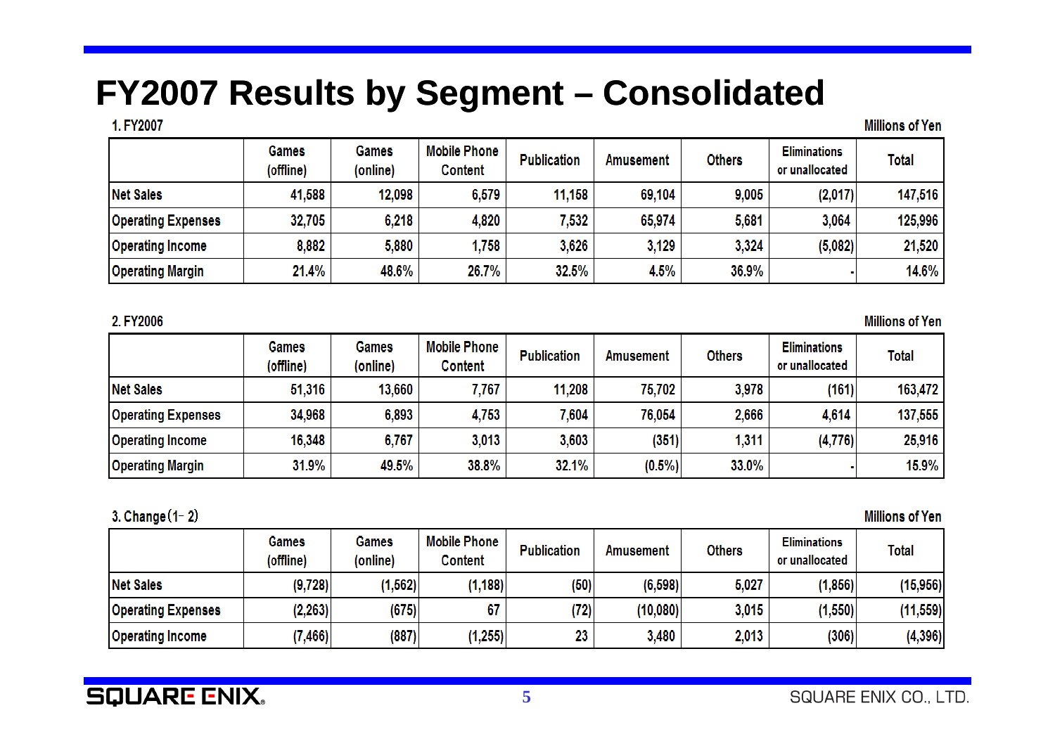# FY2007 Results by Segment – Consolidated

1. FY2007

Millions of Yen

| | Games (offline) | Games (online) | Mobile Phone Content | Publication | Amusement | Others | Eliminations or unallocated | Total |
|---|---|---|---|---|---|---|---|---|
| Net Sales | 41,588 | 12,098 | 6,579 | 11,158 | 69,104 | 9,005 | (2,017) | 147,516 |
| Operating Expenses | 32,705 | 6,218 | 4,820 | 7,532 | 65,974 | 5,681 | 3,064 | 125,996 |
| Operating Income | 8,882 | 5,880 | 1,758 | 3,626 | 3,129 | 3,324 | (5,082) | 21,520 |
| Operating Margin | 21.4% | 48.6% | 26.7% | 32.5% | 4.5% | 36.9% | - | 14.6% |

2. FY2006

Millions of Yen

| | Games (offline) | Games (online) | Mobile Phone Content | Publication | Amusement | Others | Eliminations or unallocated | Total |
|---|---|---|---|---|---|---|---|---|
| Net Sales | 51,316 | 13,660 | 7,767 | 11,208 | 75,702 | 3,978 | (161) | 163,472 |
| Operating Expenses | 34,968 | 6,893 | 4,753 | 7,604 | 76,054 | 2,666 | 4,614 | 137,555 |
| Operating Income | 16,348 | 6,767 | 3,013 | 3,603 | (351) | 1,311 | (4,776) | 25,916 |
| Operating Margin | 31.9% | 49.5% | 38.8% | 32.1% | (0.5%) | 33.0% | - | 15.9% |

3. Change (1 - 2)

Millions of Yen

| | Games (offline) | Games (online) | Mobile Phone Content | Publication | Amusement | Others | Eliminations or unallocated | Total |
|---|---|---|---|---|---|---|---|---|
| Net Sales | (9,728) | (1,562) | (1,188) | (50) | (6,598) | 5,027 | (1,856) | (15,956) |
| Operating Expenses | (2,263) | (675) | 67 | (72) | (10,080) | 3,015 | (1,550) | (11,559) |
| Operating Income | (7,466) | (887) | (1,255) | 23 | 3,480 | 2,013 | (306) | (4,396) |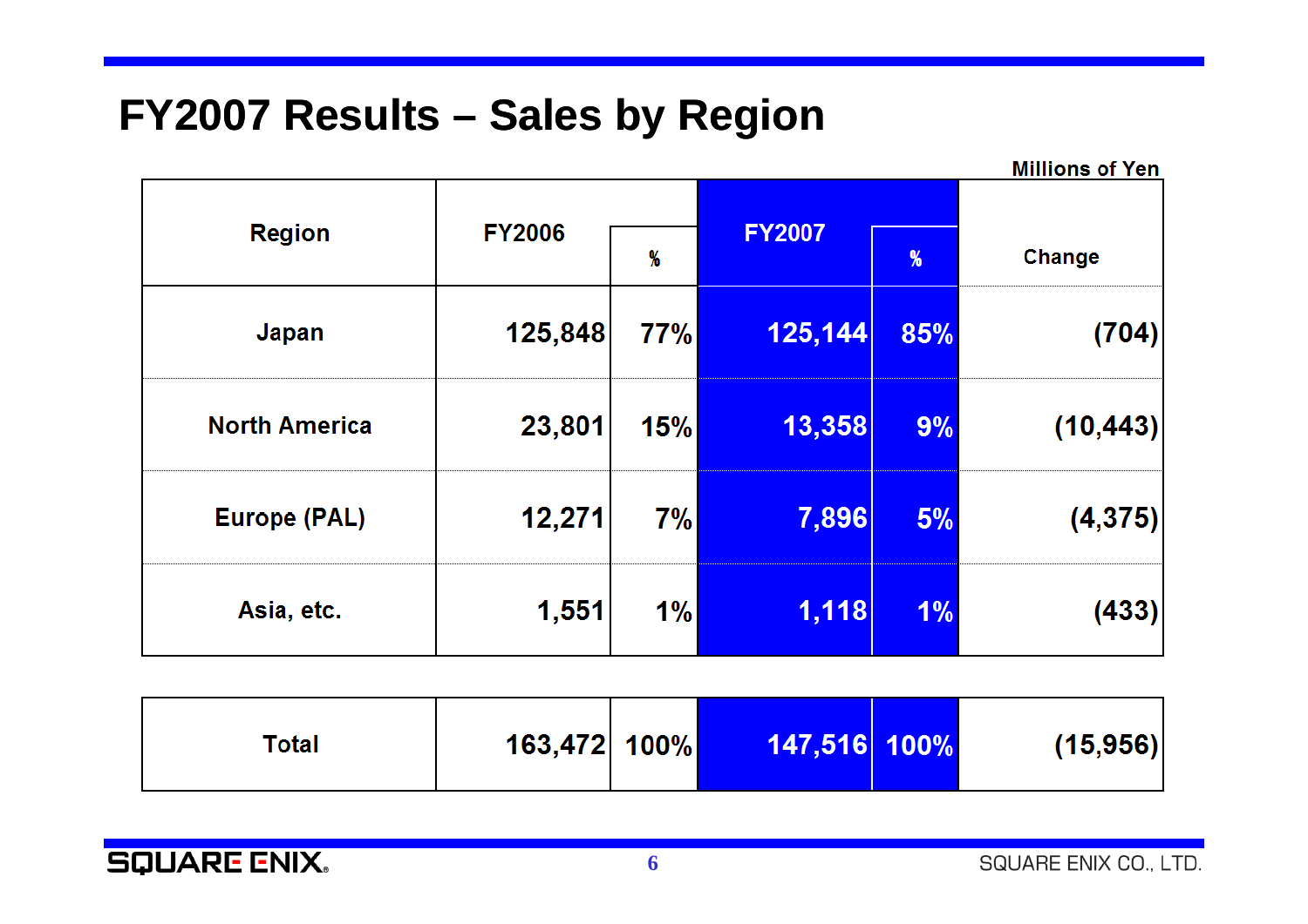# FY2007 Results – Sales by Region

Millions of Yen

| Region | FY2006 | % | FY2007 | % | Change |
|---|---|---|---|---|---|
| Japan | 125,848 | 77% | 125,144 | 85% | (704) |
| North America | 23,801 | 15% | 13,358 | 9% | (10,443) |
| Europe (PAL) | 12,271 | 7% | 7,896 | 5% | (4,375) |
| Asia, etc. | 1,551 | 1% | 1,118 | 1% | (433) |
| Total | 163,472 | 100% | 147,516 | 100% | (15,956) |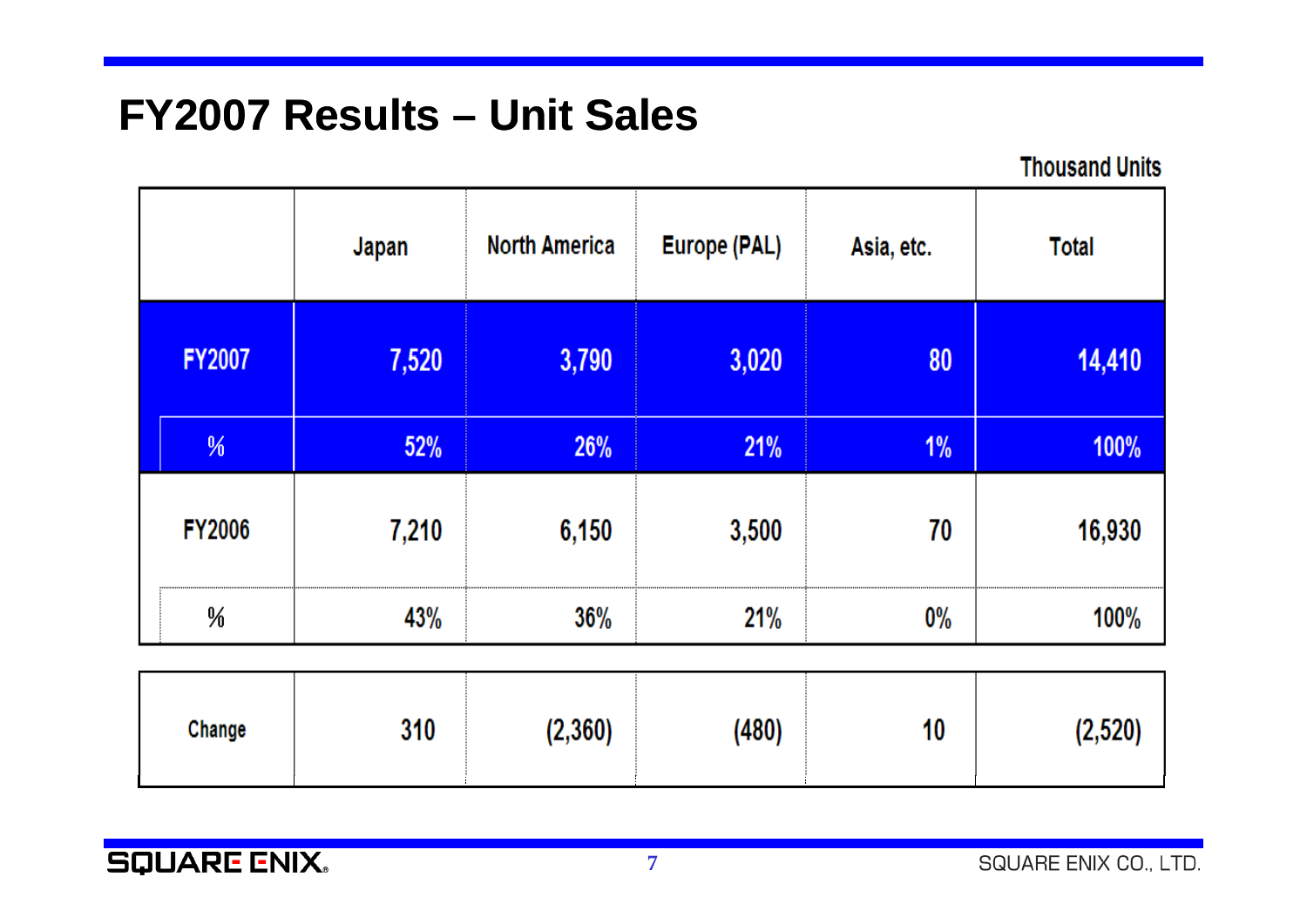# FY2007 Results – Unit Sales

Thousand Units

| | Japan | North America | Europe (PAL) | Asia, etc. | Total |
|---|---|---|---|---|---|
| FY2007 | 7,520 | 3,790 | 3,020 | 80 | 14,410 |
| % | 52% | 26% | 21% | 1% | 100% |
| FY2006 | 7,210 | 6,150 | 3,500 | 70 | 16,930 |
| % | 43% | 36% | 21% | 0% | 100% |
| Change | 310 | (2,360) | (480) | 10 | (2,520) |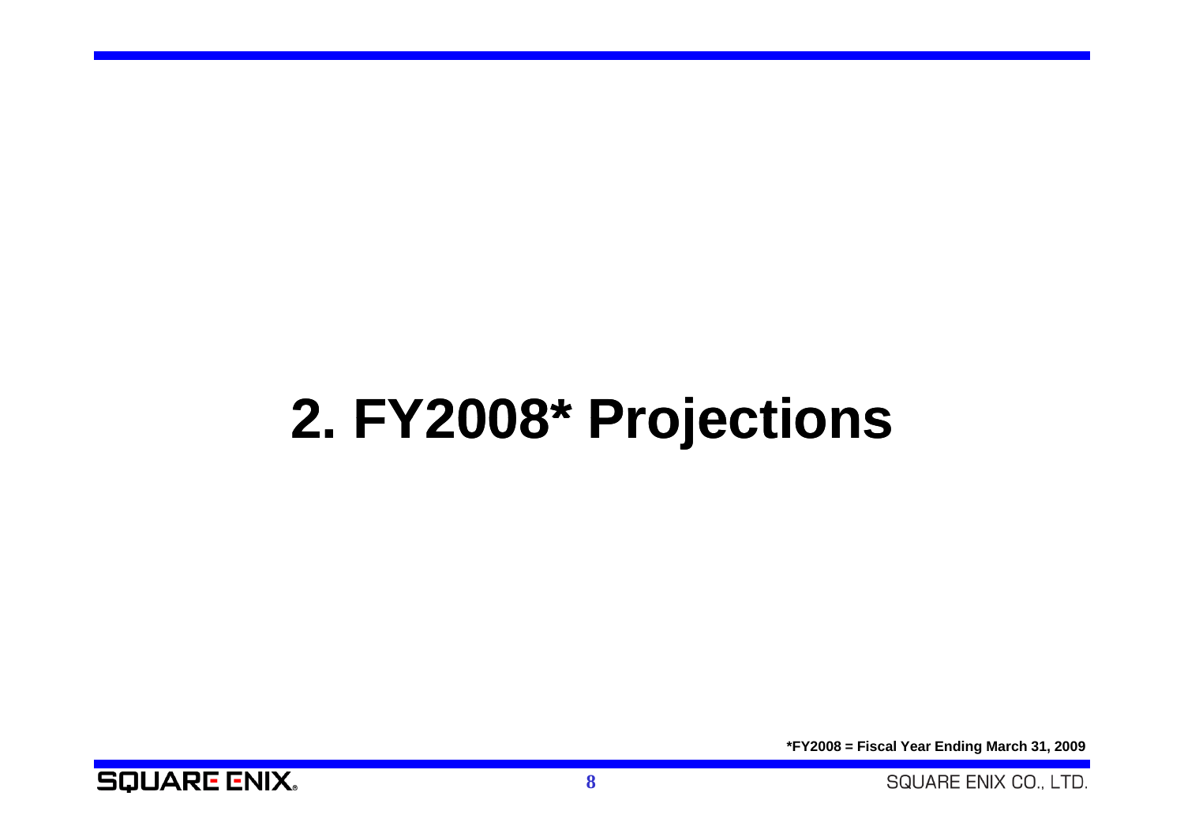# 2. FY2008* Projections

*FY2008 = Fiscal Year Ending March 31, 2009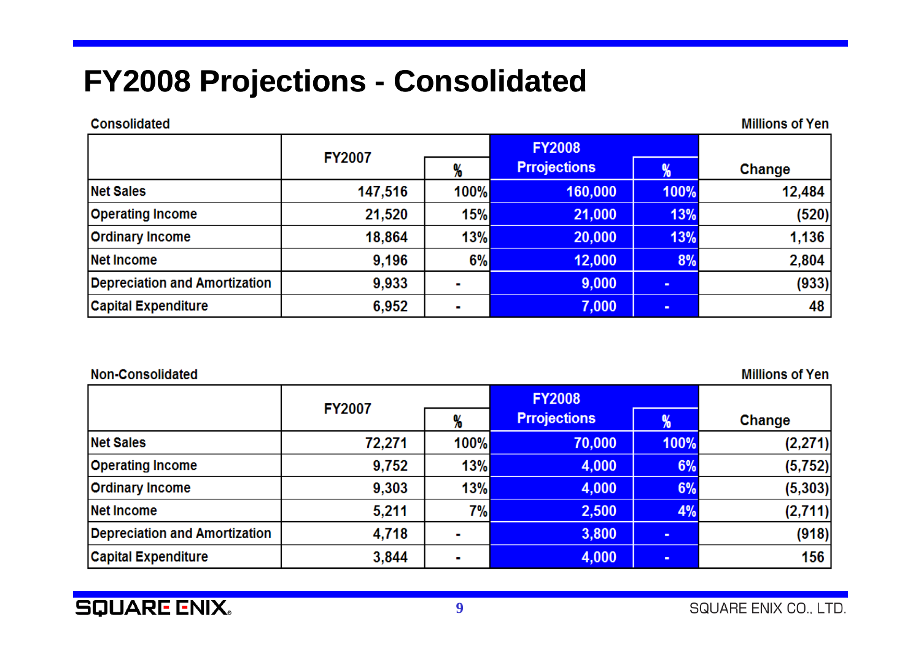# FY2008 Projections - Consolidated

Consolidated

Millions of Yen

| | FY2007 | % | FY2008 Prrojections | % | Change |
|---|---|---|---|---|---|
| Net Sales | 147,516 | 100% | 160,000 | 100% | 12,484 |
| Operating Income | 21,520 | 15% | 21,000 | 13% | (520) |
| Ordinary Income | 18,864 | 13% | 20,000 | 13% | 1,136 |
| Net Income | 9,196 | 6% | 12,000 | 8% | 2,804 |
| Depreciation and Amortization | 9,933 | - | 9,000 | - | (933) |
| Capital Expenditure | 6,952 | - | 7,000 | - | 48 |

Non-Consolidated

Millions of Yen

| | FY2007 | % | FY2008 Prrojections | % | Change |
|---|---|---|---|---|---|
| Net Sales | 72,271 | 100% | 70,000 | 100% | (2,271) |
| Operating Income | 9,752 | 13% | 4,000 | 6% | (5,752) |
| Ordinary Income | 9,303 | 13% | 4,000 | 6% | (5,303) |
| Net Income | 5,211 | 7% | 2,500 | 4% | (2,711) |
| Depreciation and Amortization | 4,718 | - | 3,800 | - | (918) |
| Capital Expenditure | 3,844 | - | 4,000 | - | 156 |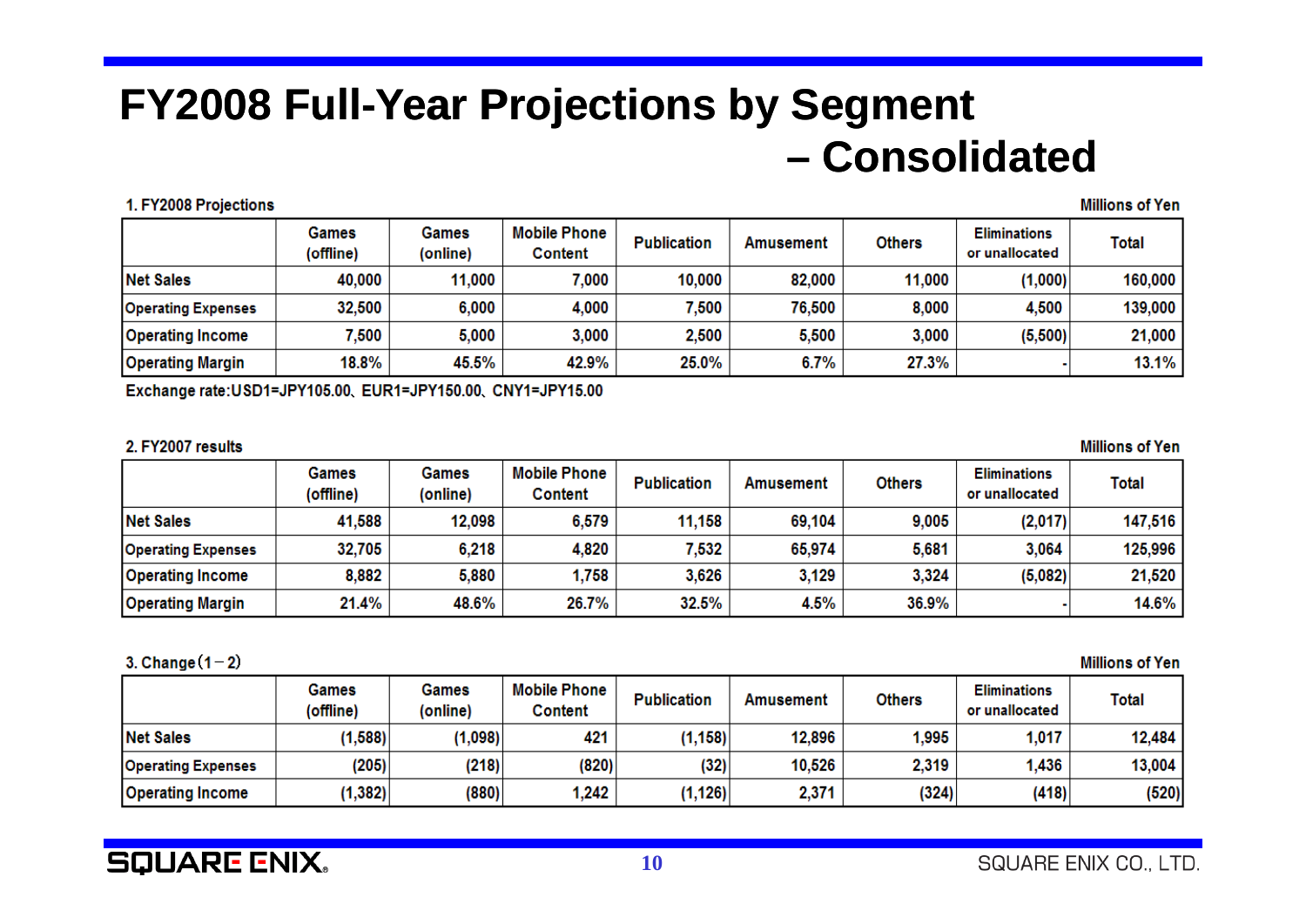# FY2008 Full-Year Projections by Segment – Consolidated

1. FY2008 Projections

Millions of Yen

| | Games (offline) | Games (online) | Mobile Phone Content | Publication | Amusement | Others | Eliminations or unallocated | Total |
|---|---|---|---|---|---|---|---|---|
| Net Sales | 40,000 | 11,000 | 7,000 | 10,000 | 82,000 | 11,000 | (1,000) | 160,000 |
| Operating Expenses | 32,500 | 6,000 | 4,000 | 7,500 | 76,500 | 8,000 | 4,500 | 139,000 |
| Operating Income | 7,500 | 5,000 | 3,000 | 2,500 | 5,500 | 3,000 | (5,500) | 21,000 |
| Operating Margin | 18.8% | 45.5% | 42.9% | 25.0% | 6.7% | 27.3% | - | 13.1% |

Exchange rate:USD1=JPY105.00、EUR1=JPY150.00、CNY1=JPY15.00

2. FY2007 results

Millions of Yen

| | Games (offline) | Games (online) | Mobile Phone Content | Publication | Amusement | Others | Eliminations or unallocated | Total |
|---|---|---|---|---|---|---|---|---|
| Net Sales | 41,588 | 12,098 | 6,579 | 11,158 | 69,104 | 9,005 | (2,017) | 147,516 |
| Operating Expenses | 32,705 | 6,218 | 4,820 | 7,532 | 65,974 | 5,681 | 3,064 | 125,996 |
| Operating Income | 8,882 | 5,880 | 1,758 | 3,626 | 3,129 | 3,324 | (5,082) | 21,520 |
| Operating Margin | 21.4% | 48.6% | 26.7% | 32.5% | 4.5% | 36.9% | - | 14.6% |

3. Change（1－2）

Millions of Yen

| | Games (offline) | Games (online) | Mobile Phone Content | Publication | Amusement | Others | Eliminations or unallocated | Total |
|---|---|---|---|---|---|---|---|---|
| Net Sales | (1,588) | (1,098) | 421 | (1,158) | 12,896 | 1,995 | 1,017 | 12,484 |
| Operating Expenses | (205) | (218) | (820) | (32) | 10,526 | 2,319 | 1,436 | 13,004 |
| Operating Income | (1,382) | (880) | 1,242 | (1,126) | 2,371 | (324) | (418) | (520) |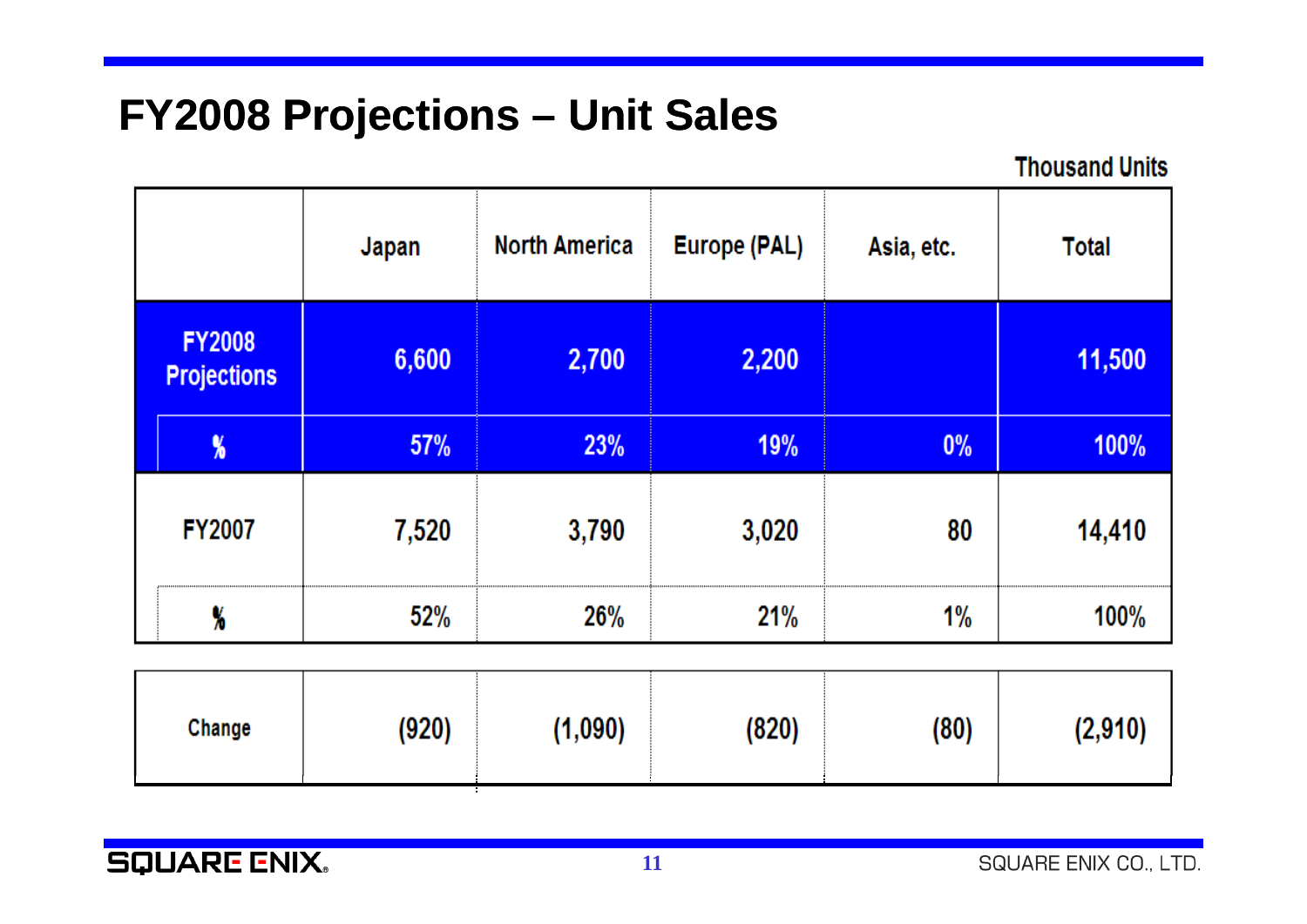# FY2008 Projections – Unit Sales

Thousand Units

| | | Japan | North America | Europe (PAL) | Asia, etc. | Total |
|---|---|---|---|---|---|---|
| FY2008 Projections | | 6,600 | 2,700 | 2,200 | | 11,500 |
| | % | 57% | 23% | 19% | 0% | 100% |
| FY2007 | | 7,520 | 3,790 | 3,020 | 80 | 14,410 |
| | % | 52% | 26% | 21% | 1% | 100% |
| Change | | (920) | (1,090) | (820) | (80) | (2,910) |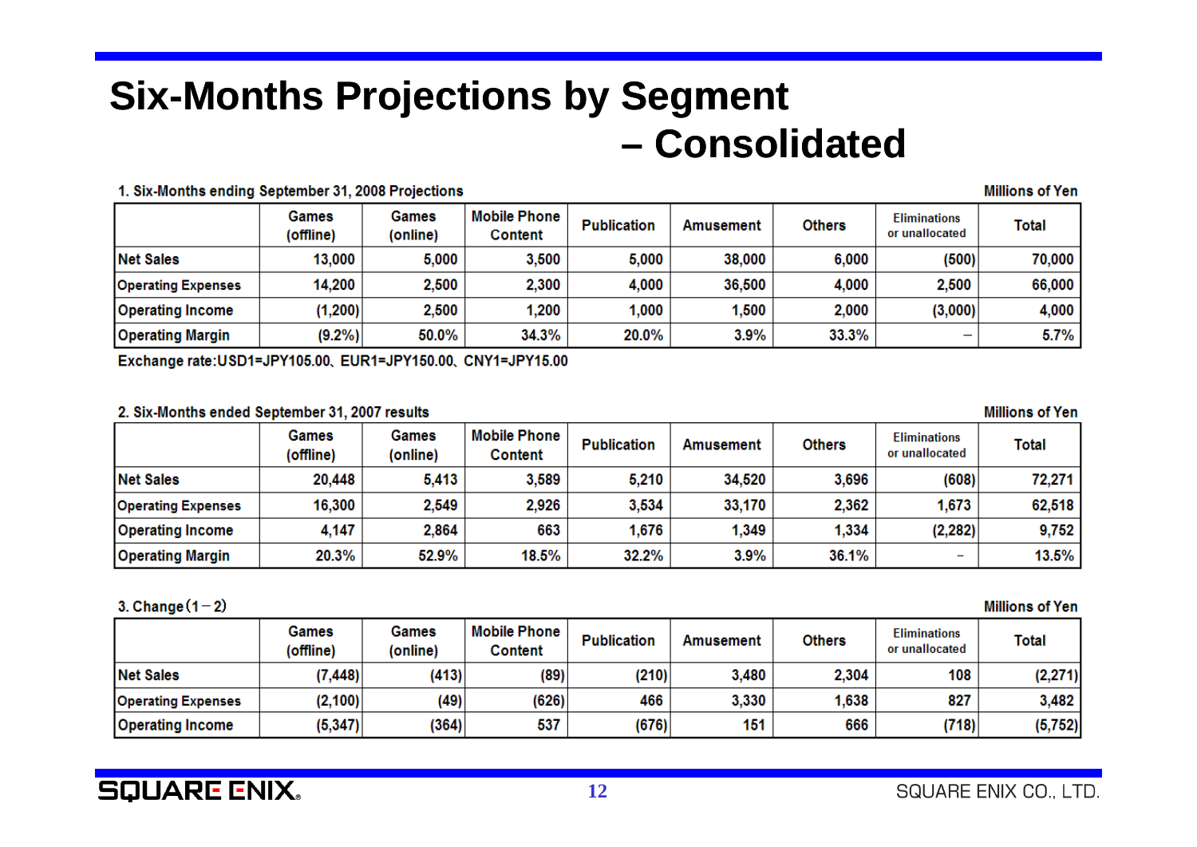# Six-Months Projections by Segment – Consolidated

1. Six-Months ending September 31, 2008 Projections

Millions of Yen

| | Games (offline) | Games (online) | Mobile Phone Content | Publication | Amusement | Others | Eliminations or unallocated | Total |
|---|---|---|---|---|---|---|---|---|
| Net Sales | 13,000 | 5,000 | 3,500 | 5,000 | 38,000 | 6,000 | (500) | 70,000 |
| Operating Expenses | 14,200 | 2,500 | 2,300 | 4,000 | 36,500 | 4,000 | 2,500 | 66,000 |
| Operating Income | (1,200) | 2,500 | 1,200 | 1,000 | 1,500 | 2,000 | (3,000) | 4,000 |
| Operating Margin | (9.2%) | 50.0% | 34.3% | 20.0% | 3.9% | 33.3% | − | 5.7% |

Exchange rate:USD1=JPY105.00、EUR1=JPY150.00、CNY1=JPY15.00

2. Six-Months ended September 31, 2007 results

Millions of Yen

| | Games (offline) | Games (online) | Mobile Phone Content | Publication | Amusement | Others | Eliminations or unallocated | Total |
|---|---|---|---|---|---|---|---|---|
| Net Sales | 20,448 | 5,413 | 3,589 | 5,210 | 34,520 | 3,696 | (608) | 72,271 |
| Operating Expenses | 16,300 | 2,549 | 2,926 | 3,534 | 33,170 | 2,362 | 1,673 | 62,518 |
| Operating Income | 4,147 | 2,864 | 663 | 1,676 | 1,349 | 1,334 | (2,282) | 9,752 |
| Operating Margin | 20.3% | 52.9% | 18.5% | 32.2% | 3.9% | 36.1% | − | 13.5% |

3. Change（1－2）

Millions of Yen

| | Games (offline) | Games (online) | Mobile Phone Content | Publication | Amusement | Others | Eliminations or unallocated | Total |
|---|---|---|---|---|---|---|---|---|
| Net Sales | (7,448) | (413) | (89) | (210) | 3,480 | 2,304 | 108 | (2,271) |
| Operating Expenses | (2,100) | (49) | (626) | 466 | 3,330 | 1,638 | 827 | 3,482 |
| Operating Income | (5,347) | (364) | 537 | (676) | 151 | 666 | (718) | (5,752) |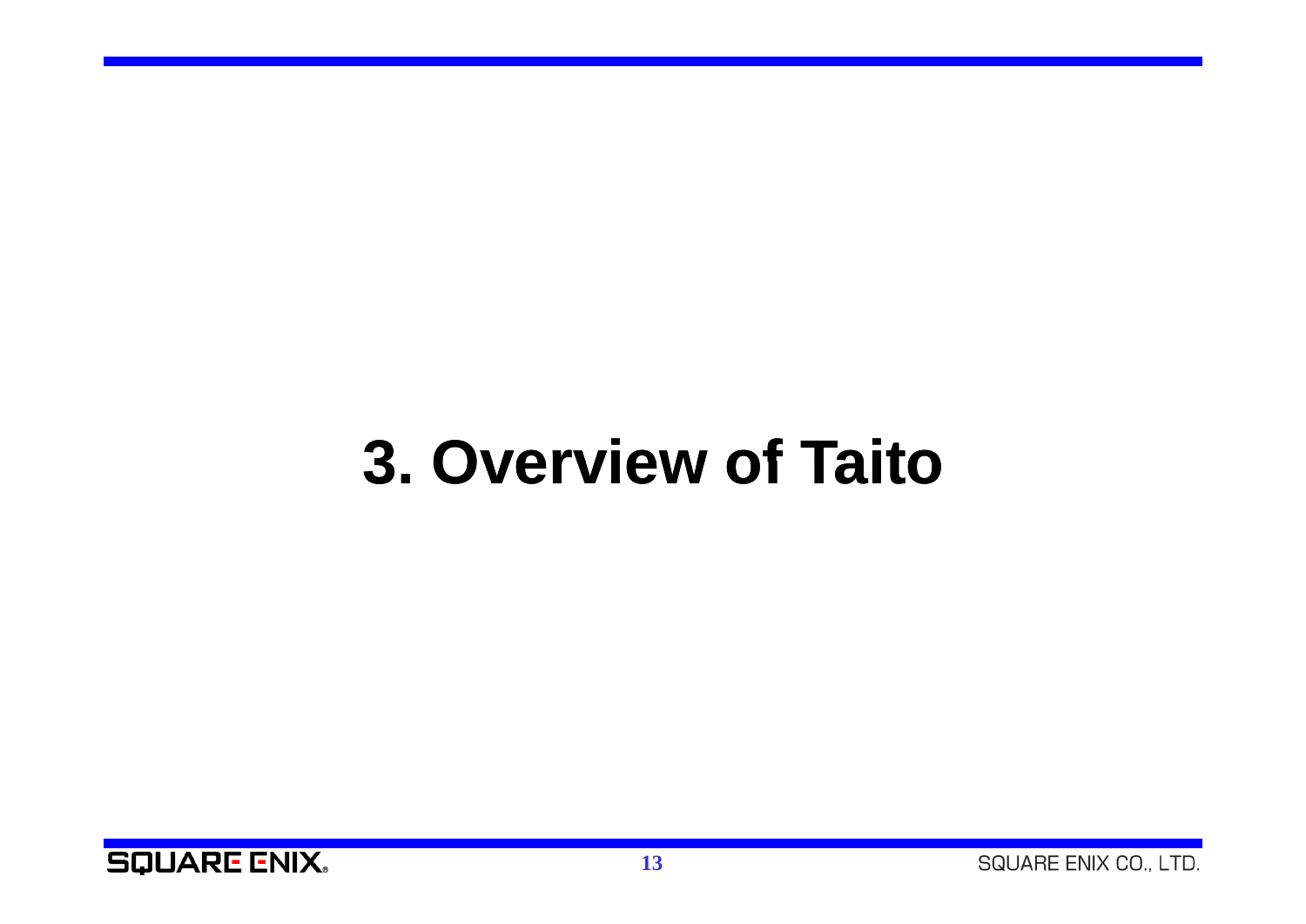# 3. Overview of Taito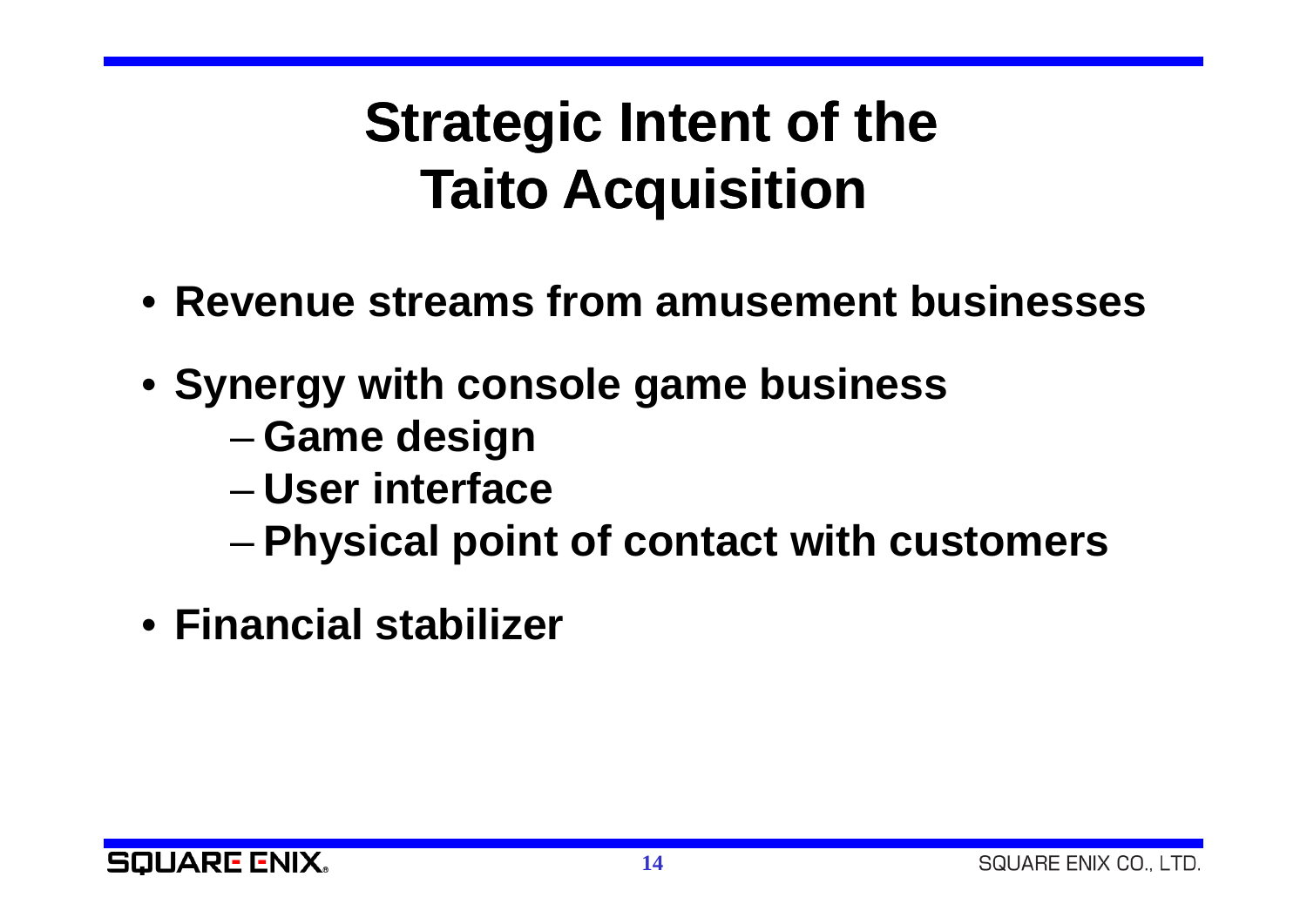# Strategic Intent of the Taito Acquisition

- **Revenue streams from amusement businesses**
- **Synergy with console game business**
  - **Game design**
  - **User interface**
  - **Physical point of contact with customers**
- **Financial stabilizer**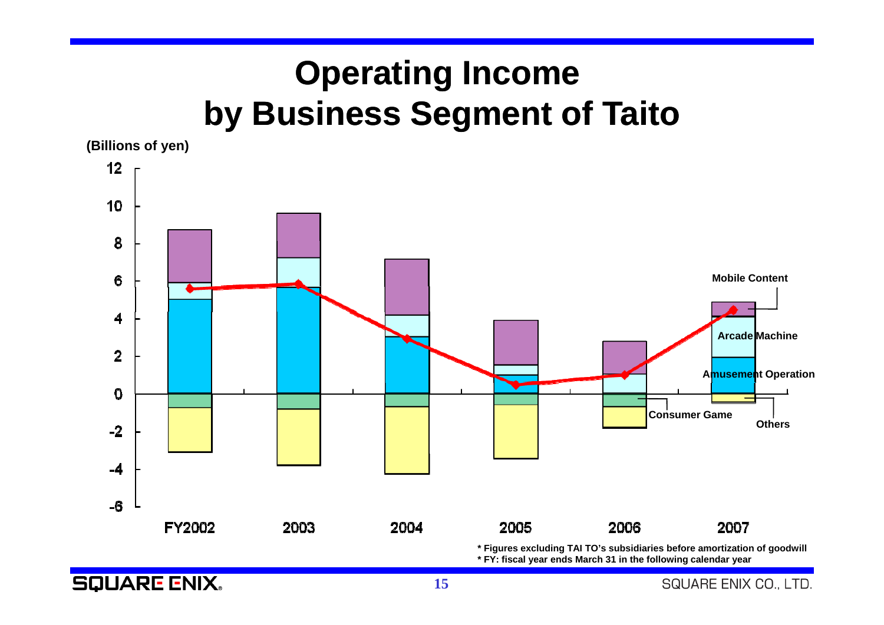# Operating Income by Business Segment of Taito

(Billions of yen)

Mobile Content

Arcade Machine

Amusement Operation

Consumer Game

Others

FY2002 2003 2004 2005 2006 2007

\* Figures excluding TAI TO's subsidiaries before amortization of goodwill
\* FY: fiscal year ends March 31 in the following calendar year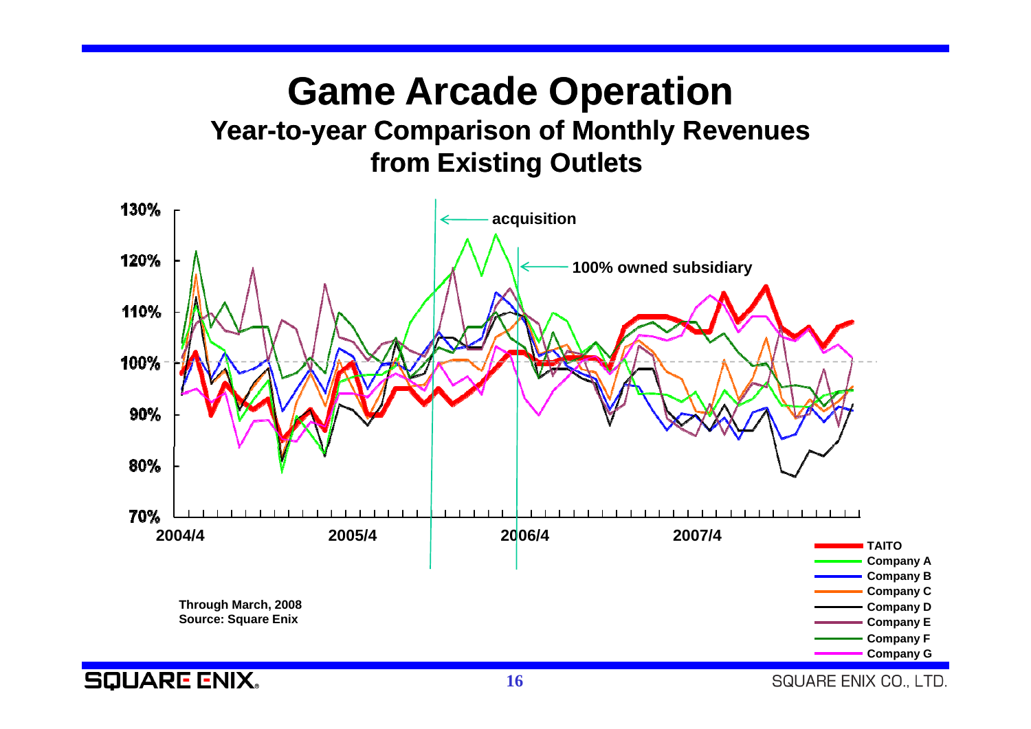# Game Arcade Operation

## Year-to-year Comparison of Monthly Revenues from Existing Outlets

130%
120%
110%
100%
90%
80%
70%

acquisition

100% owned subsidiary

2004/4 2005/4 2006/4 2007/4

- TAITO
- Company A
- Company B
- Company C
- Company D
- Company E
- Company F
- Company G

Through March, 2008
Source: Square Enix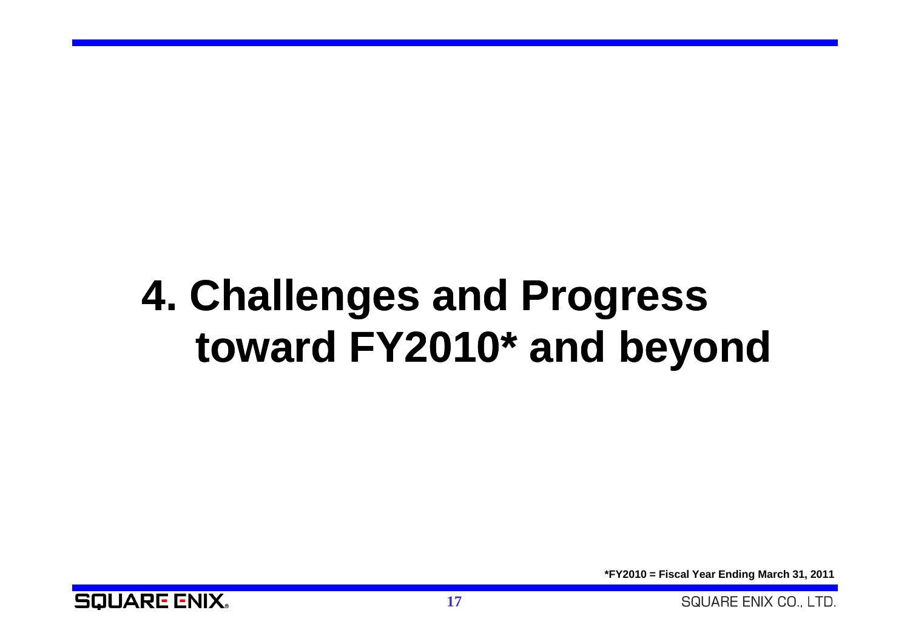# 4. Challenges and Progress toward FY2010* and beyond

*FY2010 = Fiscal Year Ending March 31, 2011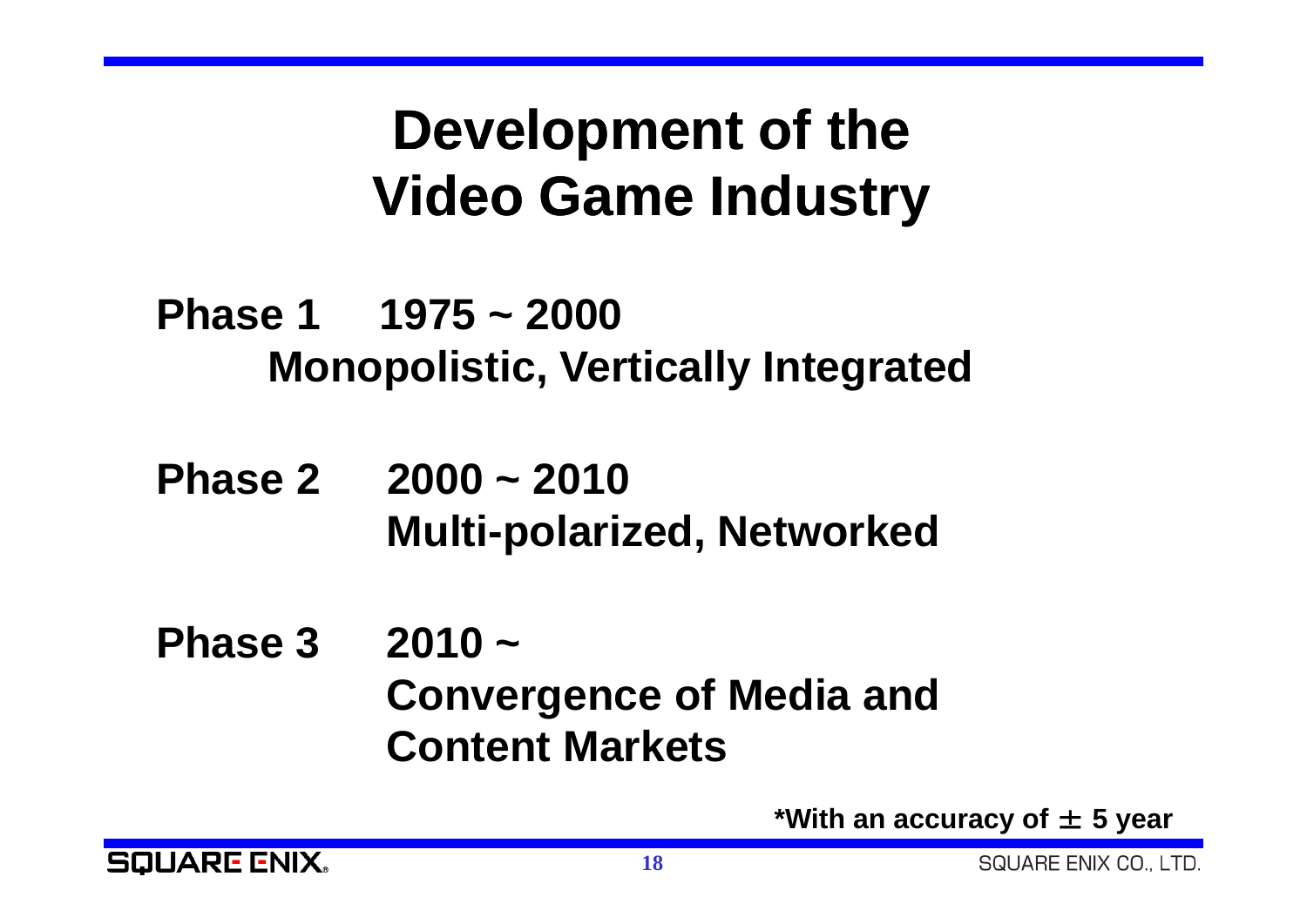# Development of the Video Game Industry

**Phase 1 1975 ~ 2000**
**Monopolistic, Vertically Integrated**

**Phase 2 2000 ~ 2010**
**Multi-polarized, Networked**

**Phase 3 2010 ~**
**Convergence of Media and Content Markets**

**\*With an accuracy of ± 5 year**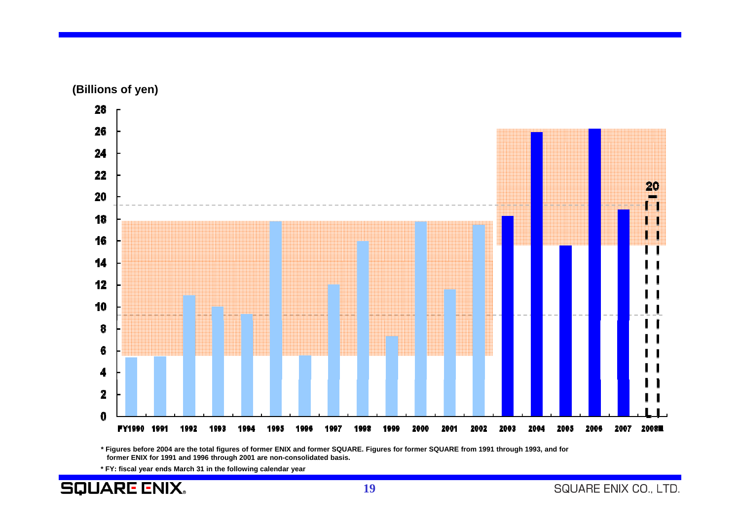(Billions of yen)

| FY | Value |
|---|---|
| FY1990 | |
| 1991 | |
| 1992 | |
| 1993 | |
| 1994 | |
| 1995 | |
| 1996 | |
| 1997 | |
| 1998 | |
| 1999 | |
| 2000 | |
| 2001 | |
| 2002 | |
| 2003 | |
| 2004 | |
| 2005 | |
| 2006 | |
| 2007 | |
| 2008E | 20 |

\* Figures before 2004 are the total figures of former ENIX and former SQUARE. Figures for former SQUARE from 1991 through 1993, and for former ENIX for 1991 and 1996 through 2001 are non-consolidated basis.

\* FY: fiscal year ends March 31 in the following calendar year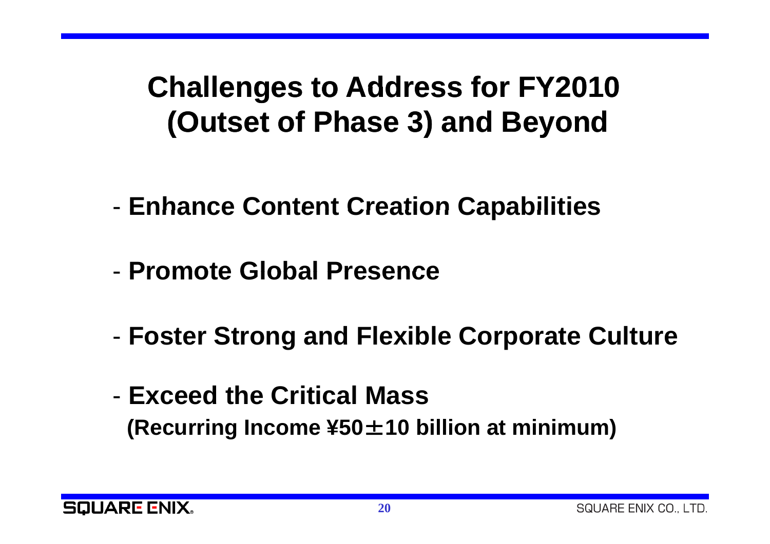# Challenges to Address for FY2010 (Outset of Phase 3) and Beyond

- **Enhance Content Creation Capabilities**

- **Promote Global Presence**

- **Foster Strong and Flexible Corporate Culture**

- **Exceed the Critical Mass**
  **(Recurring Income ¥50±10 billion at minimum)**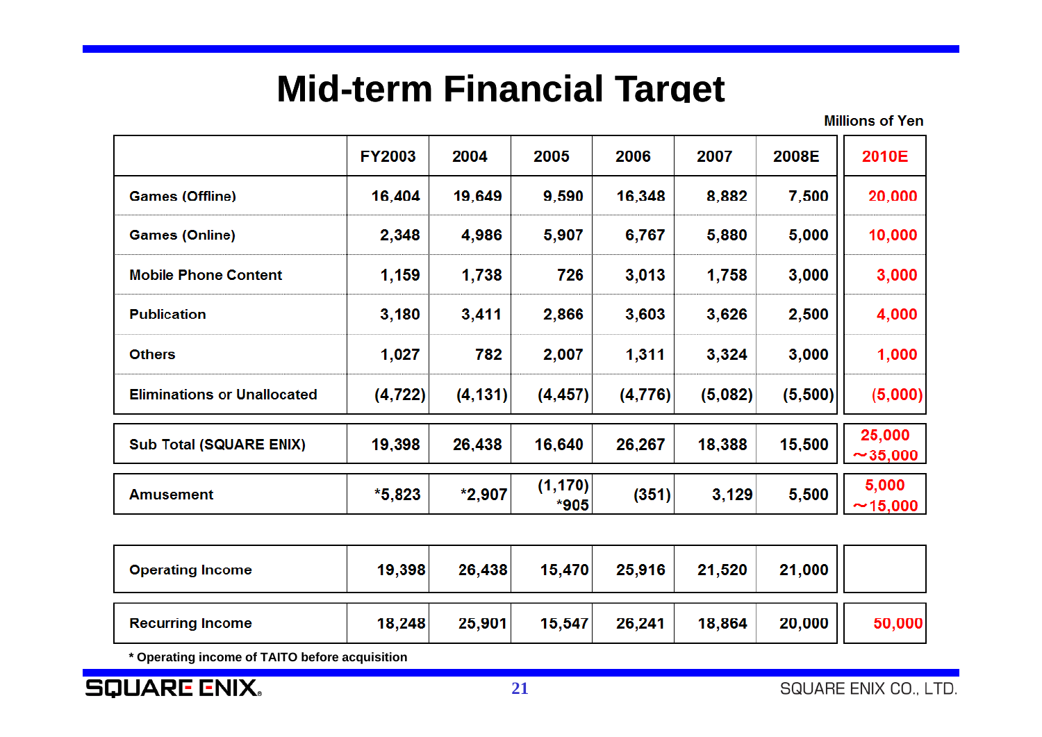# Mid-term Financial Target

Millions of Yen

| | FY2003 | 2004 | 2005 | 2006 | 2007 | 2008E | 2010E |
|---|---|---|---|---|---|---|---|
| Games (Offline) | 16,404 | 19,649 | 9,590 | 16,348 | 8,882 | 7,500 | 20,000 |
| Games (Online) | 2,348 | 4,986 | 5,907 | 6,767 | 5,880 | 5,000 | 10,000 |
| Mobile Phone Content | 1,159 | 1,738 | 726 | 3,013 | 1,758 | 3,000 | 3,000 |
| Publication | 3,180 | 3,411 | 2,866 | 3,603 | 3,626 | 2,500 | 4,000 |
| Others | 1,027 | 782 | 2,007 | 1,311 | 3,324 | 3,000 | 1,000 |
| Eliminations or Unallocated | (4,722) | (4,131) | (4,457) | (4,776) | (5,082) | (5,500) | (5,000) |
| Sub Total (SQUARE ENIX) | 19,398 | 26,438 | 16,640 | 26,267 | 18,388 | 15,500 | 25,000 ～35,000 |
| Amusement | *5,823 | *2,907 | (1,170) *905 | (351) | 3,129 | 5,500 | 5,000 ～15,000 |
| Operating Income | 19,398 | 26,438 | 15,470 | 25,916 | 21,520 | 21,000 | |
| Recurring Income | 18,248 | 25,901 | 15,547 | 26,241 | 18,864 | 20,000 | 50,000 |

* Operating income of TAITO before acquisition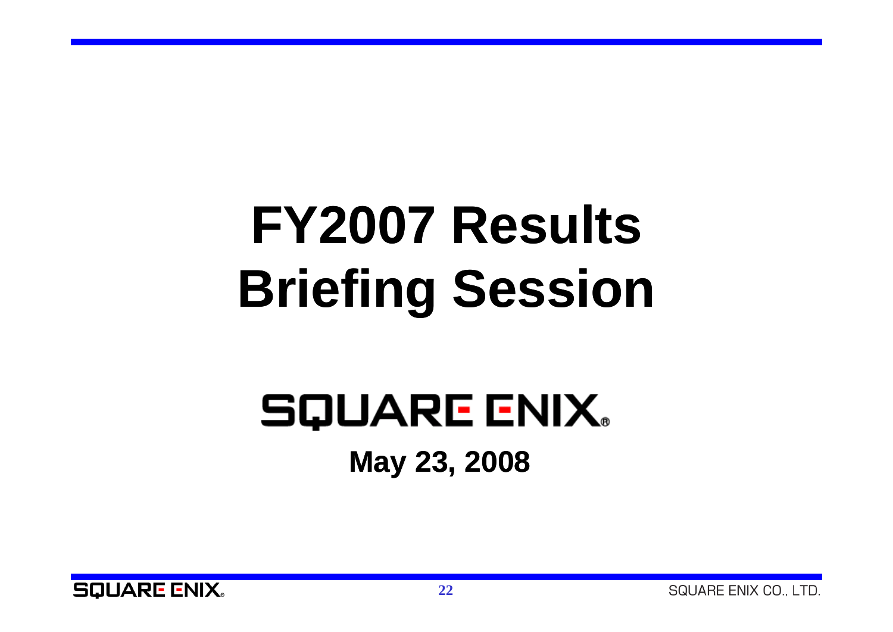# FY2007 Results Briefing Session

SQUARE ENIX

**May 23, 2008**